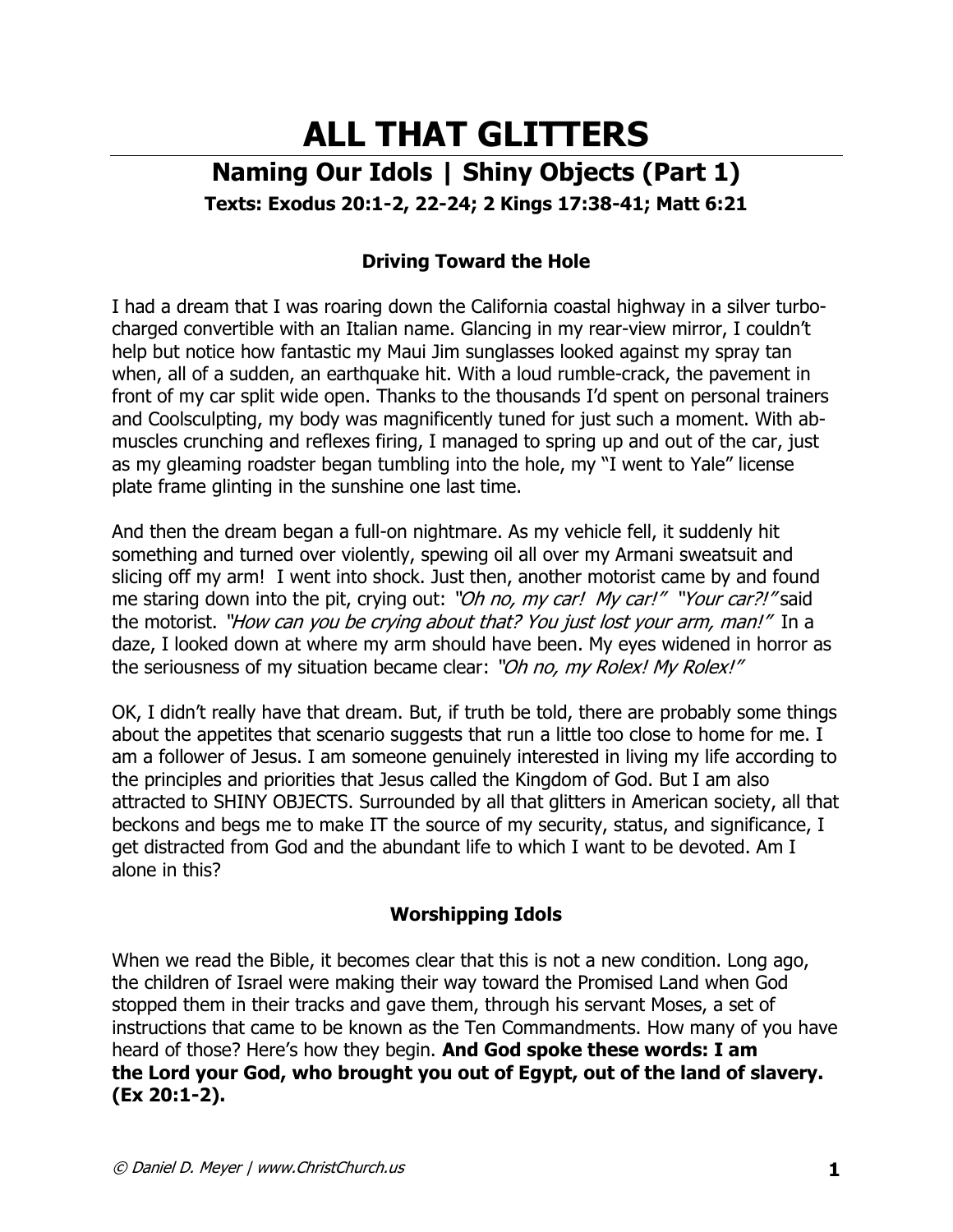# ALL THAT GLITTERS

## Naming Our Idols | Shiny Objects (Part 1)

**Texts: Exodus 20:1-2, 22-24; 2 Kings 17:38-41; Matt 6:21**

### Driving Toward the Hole

I had a dream that I was roaring down the California coastal highway in a silver turbo-charged convertible with an Italian name. Glancing in my rear-view mirror, I couldn't help but notice how fantastic my Maui Jim sunglasses looked against my spray tan when, all of a sudden, an earthquake hit. With a loud rumble-crack, the pavement in front of my car split wide open. Thanks to the thousands I'd spent on personal trainers and Coolsculpting, my body was magnificently tuned for just such a moment. With ab-muscles crunching and reflexes firing, I managed to spring up and out of the car, just as my gleaming roadster began tumbling into the hole, my "I went to Yale" license plate frame glinting in the sunshine one last time.

And then the dream began a full-on nightmare. As my vehicle fell, it suddenly hit something and turned over violently, spewing oil all over my Armani sweatsuit and slicing off my arm! I went into shock. Just then, another motorist came by and found me staring down into the pit, crying out: *"Oh no, my car! My car!"* *"Your car?!"* said the motorist. *"How can you be crying about that? You just lost your arm, man!"* In a daze, I looked down at where my arm should have been. My eyes widened in horror as the seriousness of my situation became clear: *"Oh no, my Rolex! My Rolex!"*

OK, I didn't really have that dream. But, if truth be told, there are probably some things about the appetites that scenario suggests that run a little too close to home for me. I am a follower of Jesus. I am someone genuinely interested in living my life according to the principles and priorities that Jesus called the Kingdom of God. But I am also attracted to SHINY OBJECTS. Surrounded by all that glitters in American society, all that beckons and begs me to make IT the source of my security, status, and significance, I get distracted from God and the abundant life to which I want to be devoted. Am I alone in this?

### Worshipping Idols

When we read the Bible, it becomes clear that this is not a new condition. Long ago, the children of Israel were making their way toward the Promised Land when God stopped them in their tracks and gave them, through his servant Moses, a set of instructions that came to be known as the Ten Commandments. How many of you have heard of those? Here's how they begin. **And God spoke these words: I am the Lord your God, who brought you out of Egypt, out of the land of slavery. (Ex 20:1-2).**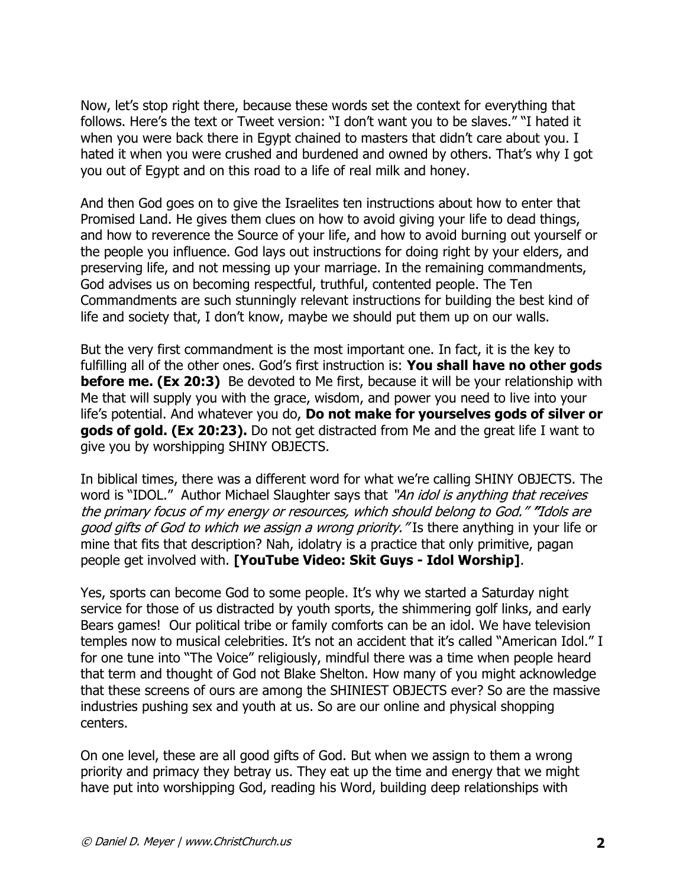Now, let's stop right there, because these words set the context for everything that follows. Here's the text or Tweet version: "I don't want you to be slaves." "I hated it when you were back there in Egypt chained to masters that didn't care about you. I hated it when you were crushed and burdened and owned by others. That's why I got you out of Egypt and on this road to a life of real milk and honey.

And then God goes on to give the Israelites ten instructions about how to enter that Promised Land. He gives them clues on how to avoid giving your life to dead things, and how to reverence the Source of your life, and how to avoid burning out yourself or the people you influence. God lays out instructions for doing right by your elders, and preserving life, and not messing up your marriage. In the remaining commandments, God advises us on becoming respectful, truthful, contented people. The Ten Commandments are such stunningly relevant instructions for building the best kind of life and society that, I don't know, maybe we should put them up on our walls.

But the very first commandment is the most important one. In fact, it is the key to fulfilling all of the other ones. God's first instruction is: **You shall have no other gods before me. (Ex 20:3)** Be devoted to Me first, because it will be your relationship with Me that will supply you with the grace, wisdom, and power you need to live into your life's potential. And whatever you do, **Do not make for yourselves gods of silver or gods of gold. (Ex 20:23).** Do not get distracted from Me and the great life I want to give you by worshipping SHINY OBJECTS.

In biblical times, there was a different word for what we're calling SHINY OBJECTS. The word is "IDOL." Author Michael Slaughter says that *"An idol is anything that receives the primary focus of my energy or resources, which should belong to God." "Idols are good gifts of God to which we assign a wrong priority."* Is there anything in your life or mine that fits that description? Nah, idolatry is a practice that only primitive, pagan people get involved with. **[YouTube Video: Skit Guys - Idol Worship]**.

Yes, sports can become God to some people. It's why we started a Saturday night service for those of us distracted by youth sports, the shimmering golf links, and early Bears games! Our political tribe or family comforts can be an idol. We have television temples now to musical celebrities. It's not an accident that it's called "American Idol." I for one tune into "The Voice" religiously, mindful there was a time when people heard that term and thought of God not Blake Shelton. How many of you might acknowledge that these screens of ours are among the SHINIEST OBJECTS ever? So are the massive industries pushing sex and youth at us. So are our online and physical shopping centers.

On one level, these are all good gifts of God. But when we assign to them a wrong priority and primacy they betray us. They eat up the time and energy that we might have put into worshipping God, reading his Word, building deep relationships with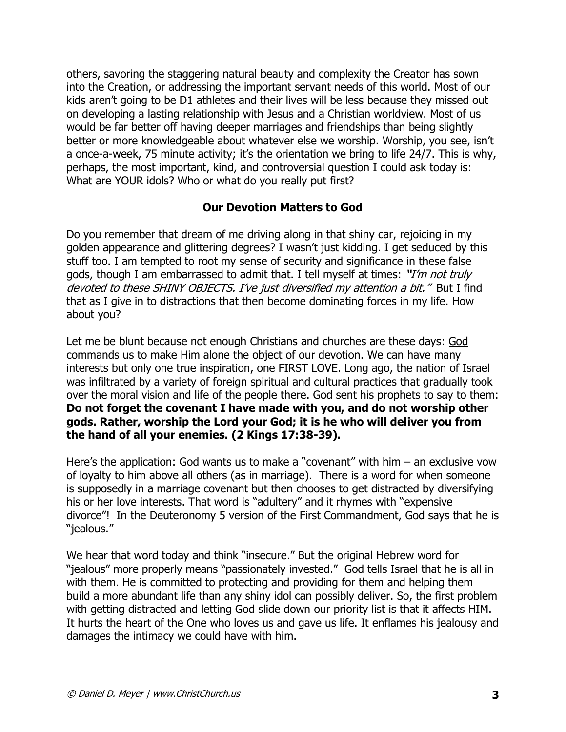others, savoring the staggering natural beauty and complexity the Creator has sown into the Creation, or addressing the important servant needs of this world. Most of our kids aren't going to be D1 athletes and their lives will be less because they missed out on developing a lasting relationship with Jesus and a Christian worldview. Most of us would be far better off having deeper marriages and friendships than being slightly better or more knowledgeable about whatever else we worship. Worship, you see, isn't a once-a-week, 75 minute activity; it's the orientation we bring to life 24/7. This is why, perhaps, the most important, kind, and controversial question I could ask today is: What are YOUR idols? Who or what do you really put first?

## Our Devotion Matters to God

Do you remember that dream of me driving along in that shiny car, rejoicing in my golden appearance and glittering degrees? I wasn't just kidding. I get seduced by this stuff too. I am tempted to root my sense of security and significance in these false gods, though I am embarrassed to admit that. I tell myself at times: ***"****I'm not truly* <u>*devoted*</u> *to these SHINY OBJECTS. I've just* <u>*diversified*</u> *my attention a bit."* But I find that as I give in to distractions that then become dominating forces in my life. How about you?

Let me be blunt because not enough Christians and churches are these days: <u>God commands us to make Him alone the object of our devotion.</u> We can have many interests but only one true inspiration, one FIRST LOVE. Long ago, the nation of Israel was infiltrated by a variety of foreign spiritual and cultural practices that gradually took over the moral vision and life of the people there. God sent his prophets to say to them: **Do not forget the covenant I have made with you, and do not worship other gods. Rather, worship the Lord your God; it is he who will deliver you from the hand of all your enemies. (2 Kings 17:38-39).**

Here's the application: God wants us to make a "covenant" with him – an exclusive vow of loyalty to him above all others (as in marriage). There is a word for when someone is supposedly in a marriage covenant but then chooses to get distracted by diversifying his or her love interests. That word is "adultery" and it rhymes with "expensive divorce"! In the Deuteronomy 5 version of the First Commandment, God says that he is "jealous."

We hear that word today and think "insecure." But the original Hebrew word for "jealous" more properly means "passionately invested." God tells Israel that he is all in with them. He is committed to protecting and providing for them and helping them build a more abundant life than any shiny idol can possibly deliver. So, the first problem with getting distracted and letting God slide down our priority list is that it affects HIM. It hurts the heart of the One who loves us and gave us life. It enflames his jealousy and damages the intimacy we could have with him.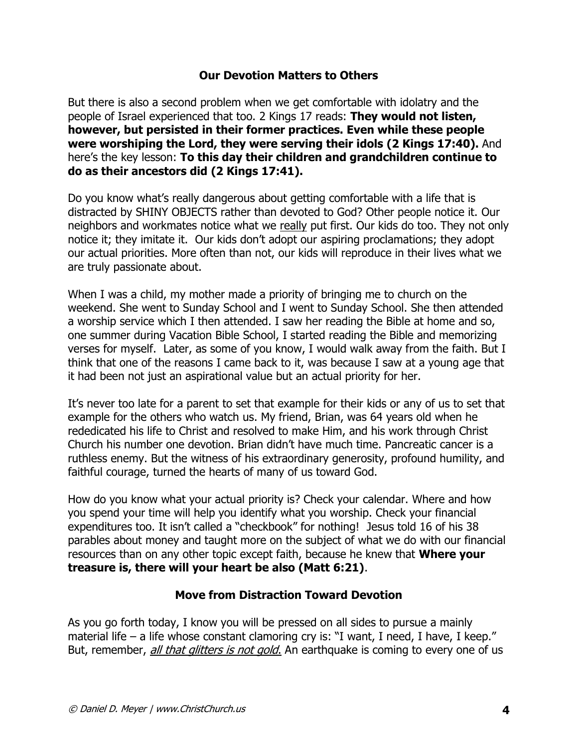### Our Devotion Matters to Others

But there is also a second problem when we get comfortable with idolatry and the people of Israel experienced that too. 2 Kings 17 reads: **They would not listen, however, but persisted in their former practices. Even while these people were worshiping the Lord, they were serving their idols (2 Kings 17:40).** And here's the key lesson: **To this day their children and grandchildren continue to do as their ancestors did (2 Kings 17:41).**

Do you know what's really dangerous about getting comfortable with a life that is distracted by SHINY OBJECTS rather than devoted to God? Other people notice it. Our neighbors and workmates notice what we <u>really</u> put first. Our kids do too. They not only notice it; they imitate it. Our kids don't adopt our aspiring proclamations; they adopt our actual priorities. More often than not, our kids will reproduce in their lives what we are truly passionate about.

When I was a child, my mother made a priority of bringing me to church on the weekend. She went to Sunday School and I went to Sunday School. She then attended a worship service which I then attended. I saw her reading the Bible at home and so, one summer during Vacation Bible School, I started reading the Bible and memorizing verses for myself. Later, as some of you know, I would walk away from the faith. But I think that one of the reasons I came back to it, was because I saw at a young age that it had been not just an aspirational value but an actual priority for her.

It's never too late for a parent to set that example for their kids or any of us to set that example for the others who watch us. My friend, Brian, was 64 years old when he rededicated his life to Christ and resolved to make Him, and his work through Christ Church his number one devotion. Brian didn't have much time. Pancreatic cancer is a ruthless enemy. But the witness of his extraordinary generosity, profound humility, and faithful courage, turned the hearts of many of us toward God.

How do you know what your actual priority is? Check your calendar. Where and how you spend your time will help you identify what you worship. Check your financial expenditures too. It isn't called a "checkbook" for nothing! Jesus told 16 of his 38 parables about money and taught more on the subject of what we do with our financial resources than on any other topic except faith, because he knew that **Where your treasure is, there will your heart be also (Matt 6:21)**.

### Move from Distraction Toward Devotion

As you go forth today, I know you will be pressed on all sides to pursue a mainly material life – a life whose constant clamoring cry is: "I want, I need, I have, I keep." But, remember, *<u>all that glitters is not gold.</u>* An earthquake is coming to every one of us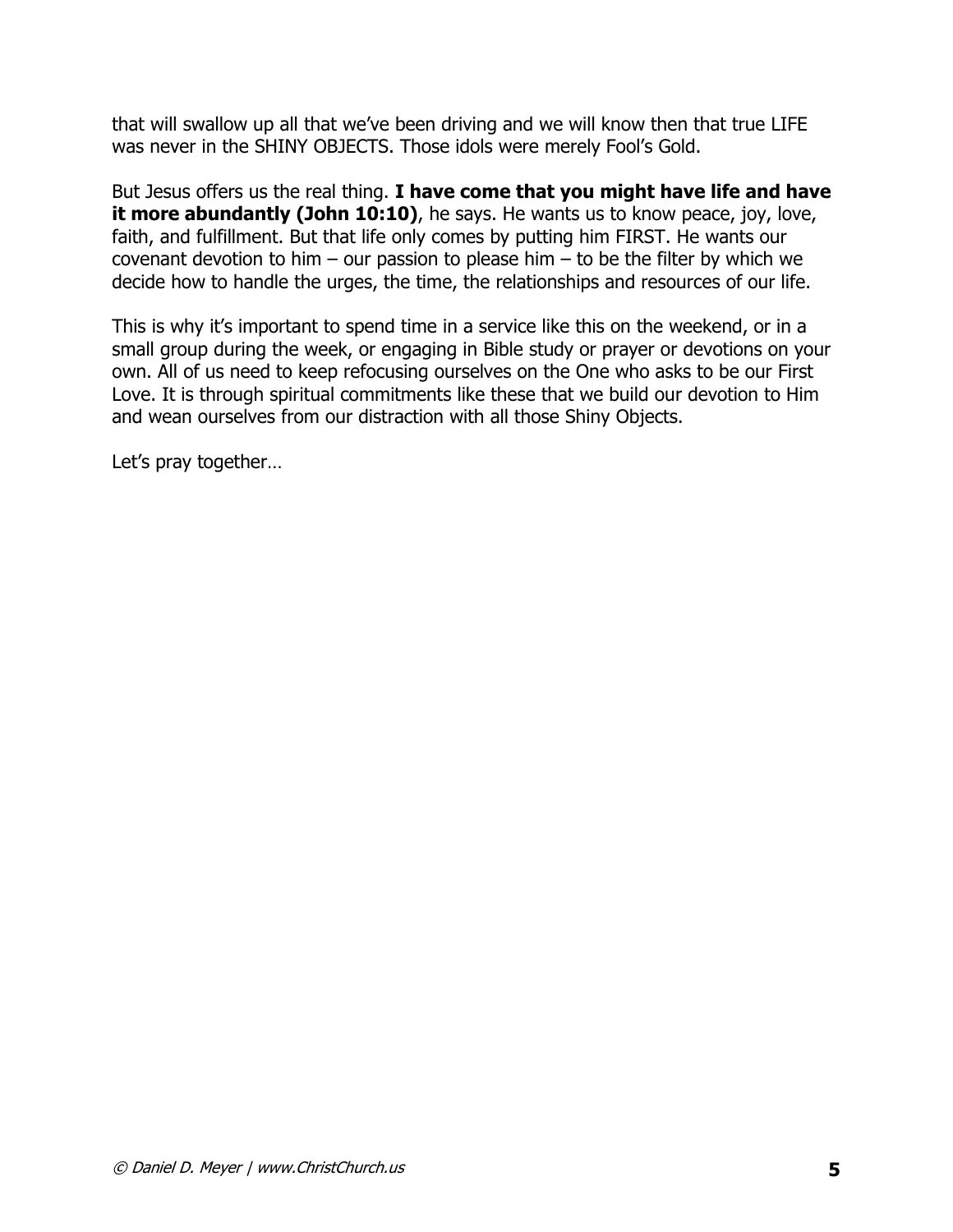that will swallow up all that we've been driving and we will know then that true LIFE was never in the SHINY OBJECTS. Those idols were merely Fool's Gold.

But Jesus offers us the real thing. **I have come that you might have life and have it more abundantly (John 10:10)**, he says. He wants us to know peace, joy, love, faith, and fulfillment. But that life only comes by putting him FIRST. He wants our covenant devotion to him – our passion to please him – to be the filter by which we decide how to handle the urges, the time, the relationships and resources of our life.

This is why it's important to spend time in a service like this on the weekend, or in a small group during the week, or engaging in Bible study or prayer or devotions on your own. All of us need to keep refocusing ourselves on the One who asks to be our First Love. It is through spiritual commitments like these that we build our devotion to Him and wean ourselves from our distraction with all those Shiny Objects.

Let's pray together…